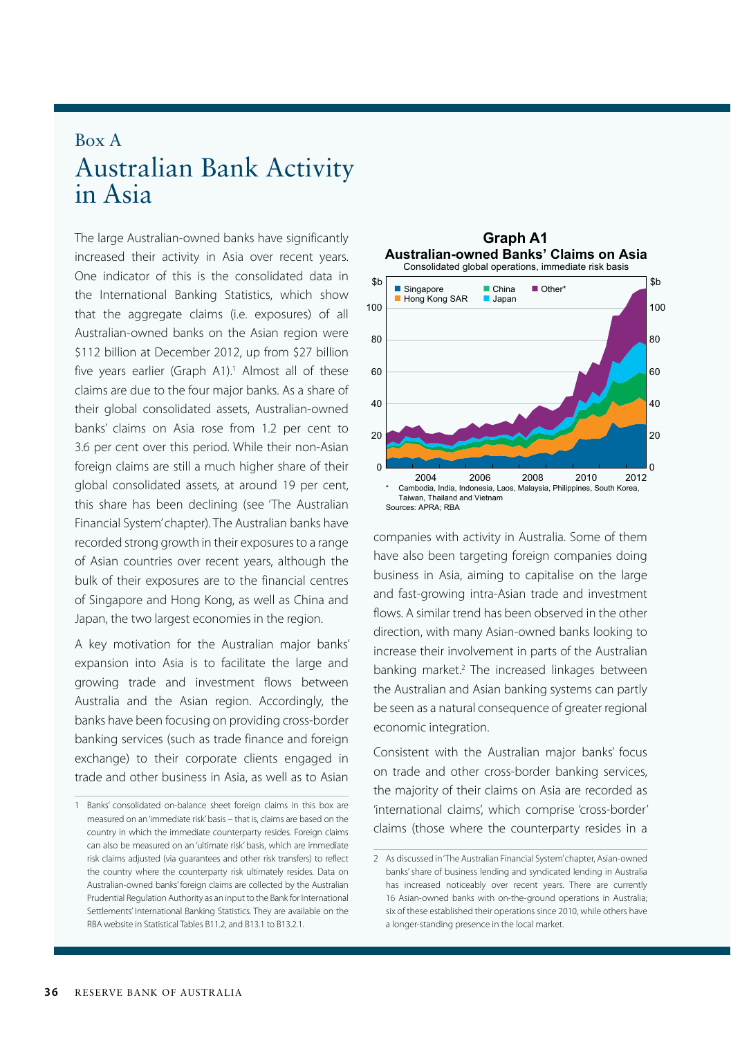# Box A
# Australian Bank Activity in Asia

The large Australian-owned banks have significantly increased their activity in Asia over recent years. One indicator of this is the consolidated data in the International Banking Statistics, which show that the aggregate claims (i.e. exposures) of all Australian-owned banks on the Asian region were $112 billion at December 2012, up from $27 billion five years earlier (Graph A1).[1] Almost all of these claims are due to the four major banks. As a share of their global consolidated assets, Australian-owned banks' claims on Asia rose from 1.2 per cent to 3.6 per cent over this period. While their non-Asian foreign claims are still a much higher share of their global consolidated assets, at around 19 per cent, this share has been declining (see 'The Australian Financial System' chapter). The Australian banks have recorded strong growth in their exposures to a range of Asian countries over recent years, although the bulk of their exposures are to the financial centres of Singapore and Hong Kong, as well as China and Japan, the two largest economies in the region.

A key motivation for the Australian major banks' expansion into Asia is to facilitate the large and growing trade and investment flows between Australia and the Asian region. Accordingly, the banks have been focusing on providing cross-border banking services (such as trade finance and foreign exchange) to their corporate clients engaged in trade and other business in Asia, as well as to Asian companies with activity in Australia. Some of them have also been targeting foreign companies doing business in Asia, aiming to capitalise on the large and fast-growing intra-Asian trade and investment flows. A similar trend has been observed in the other direction, with many Asian-owned banks looking to increase their involvement in parts of the Australian banking market.[2] The increased linkages between the Australian and Asian banking systems can partly be seen as a natural consequence of greater regional economic integration.

**Graph A1**
**Australian-owned Banks' Claims on Asia**
Consolidated global operations, immediate risk basis

Legend: Singapore, Hong Kong SAR, China, Japan, Other*

\* Cambodia, India, Indonesia, Laos, Malaysia, Philippines, South Korea, Taiwan, Thailand and Vietnam

Sources: APRA; RBA

Consistent with the Australian major banks' focus on trade and other cross-border banking services, the majority of their claims on Asia are recorded as 'international claims', which comprise 'cross-border' claims (those where the counterparty resides in a

---

1 Banks' consolidated on-balance sheet foreign claims in this box are measured on an 'immediate risk' basis – that is, claims are based on the country in which the immediate counterparty resides. Foreign claims can also be measured on an 'ultimate risk' basis, which are immediate risk claims adjusted (via guarantees and other risk transfers) to reflect the country where the counterparty risk ultimately resides. Data on Australian-owned banks' foreign claims are collected by the Australian Prudential Regulation Authority as an input to the Bank for International Settlements' International Banking Statistics. They are available on the RBA website in Statistical Tables B11.2, and B13.1 to B13.2.1.

2 As discussed in 'The Australian Financial System' chapter, Asian-owned banks' share of business lending and syndicated lending in Australia has increased noticeably over recent years. There are currently 16 Asian-owned banks with on-the-ground operations in Australia; six of these established their operations since 2010, while others have a longer-standing presence in the local market.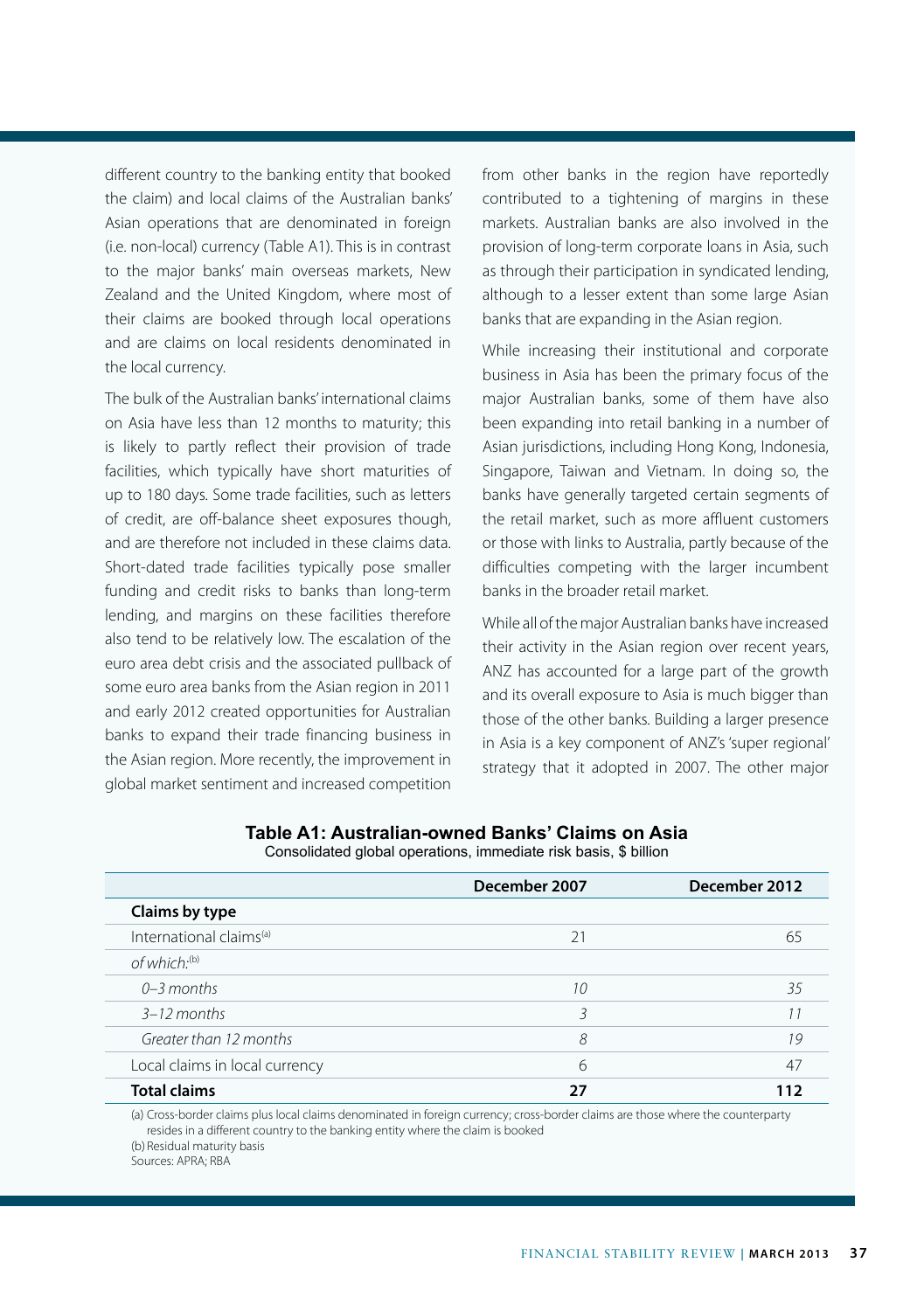different country to the banking entity that booked the claim) and local claims of the Australian banks' Asian operations that are denominated in foreign (i.e. non-local) currency (Table A1). This is in contrast to the major banks' main overseas markets, New Zealand and the United Kingdom, where most of their claims are booked through local operations and are claims on local residents denominated in the local currency.

The bulk of the Australian banks' international claims on Asia have less than 12 months to maturity; this is likely to partly reflect their provision of trade facilities, which typically have short maturities of up to 180 days. Some trade facilities, such as letters of credit, are off-balance sheet exposures though, and are therefore not included in these claims data. Short-dated trade facilities typically pose smaller funding and credit risks to banks than long-term lending, and margins on these facilities therefore also tend to be relatively low. The escalation of the euro area debt crisis and the associated pullback of some euro area banks from the Asian region in 2011 and early 2012 created opportunities for Australian banks to expand their trade financing business in the Asian region. More recently, the improvement in global market sentiment and increased competition from other banks in the region have reportedly contributed to a tightening of margins in these markets. Australian banks are also involved in the provision of long-term corporate loans in Asia, such as through their participation in syndicated lending, although to a lesser extent than some large Asian banks that are expanding in the Asian region.

While increasing their institutional and corporate business in Asia has been the primary focus of the major Australian banks, some of them have also been expanding into retail banking in a number of Asian jurisdictions, including Hong Kong, Indonesia, Singapore, Taiwan and Vietnam. In doing so, the banks have generally targeted certain segments of the retail market, such as more affluent customers or those with links to Australia, partly because of the difficulties competing with the larger incumbent banks in the broader retail market.

While all of the major Australian banks have increased their activity in the Asian region over recent years, ANZ has accounted for a large part of the growth and its overall exposure to Asia is much bigger than those of the other banks. Building a larger presence in Asia is a key component of ANZ's 'super regional' strategy that it adopted in 2007. The other major

**Table A1: Australian-owned Banks' Claims on Asia**
Consolidated global operations, immediate risk basis, $ billion

| | December 2007 | December 2012 |
|---|---|---|
| **Claims by type** | | |
| International claims[(a)] | 21 | 65 |
| *of which:*[(b)] | | |
| *0–3 months* | *10* | *35* |
| *3–12 months* | *3* | *11* |
| *Greater than 12 months* | *8* | *19* |
| Local claims in local currency | 6 | 47 |
| **Total claims** | **27** | **112** |

(a) Cross-border claims plus local claims denominated in foreign currency; cross-border claims are those where the counterparty resides in a different country to the banking entity where the claim is booked
(b) Residual maturity basis
Sources: APRA; RBA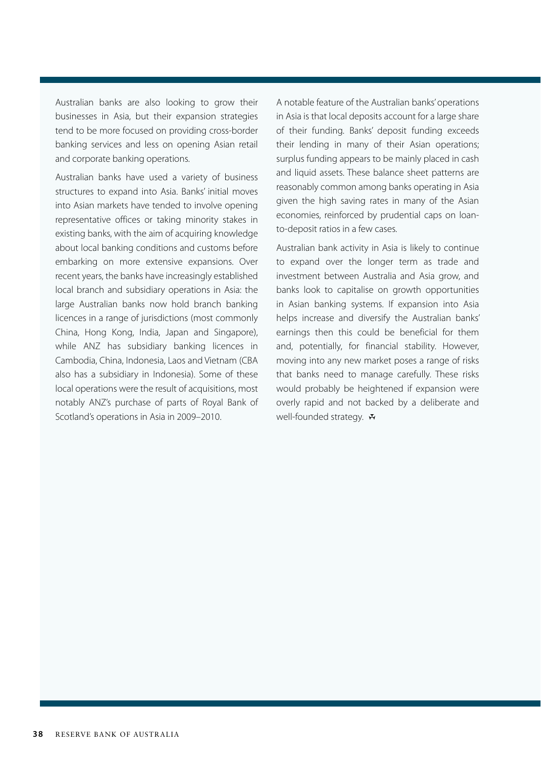Australian banks are also looking to grow their businesses in Asia, but their expansion strategies tend to be more focused on providing cross-border banking services and less on opening Asian retail and corporate banking operations.

Australian banks have used a variety of business structures to expand into Asia. Banks' initial moves into Asian markets have tended to involve opening representative offices or taking minority stakes in existing banks, with the aim of acquiring knowledge about local banking conditions and customs before embarking on more extensive expansions. Over recent years, the banks have increasingly established local branch and subsidiary operations in Asia: the large Australian banks now hold branch banking licences in a range of jurisdictions (most commonly China, Hong Kong, India, Japan and Singapore), while ANZ has subsidiary banking licences in Cambodia, China, Indonesia, Laos and Vietnam (CBA also has a subsidiary in Indonesia). Some of these local operations were the result of acquisitions, most notably ANZ's purchase of parts of Royal Bank of Scotland's operations in Asia in 2009–2010.

A notable feature of the Australian banks' operations in Asia is that local deposits account for a large share of their funding. Banks' deposit funding exceeds their lending in many of their Asian operations; surplus funding appears to be mainly placed in cash and liquid assets. These balance sheet patterns are reasonably common among banks operating in Asia given the high saving rates in many of the Asian economies, reinforced by prudential caps on loan-to-deposit ratios in a few cases.

Australian bank activity in Asia is likely to continue to expand over the longer term as trade and investment between Australia and Asia grow, and banks look to capitalise on growth opportunities in Asian banking systems. If expansion into Asia helps increase and diversify the Australian banks' earnings then this could be beneficial for them and, potentially, for financial stability. However, moving into any new market poses a range of risks that banks need to manage carefully. These risks would probably be heightened if expansion were overly rapid and not backed by a deliberate and well-founded strategy.